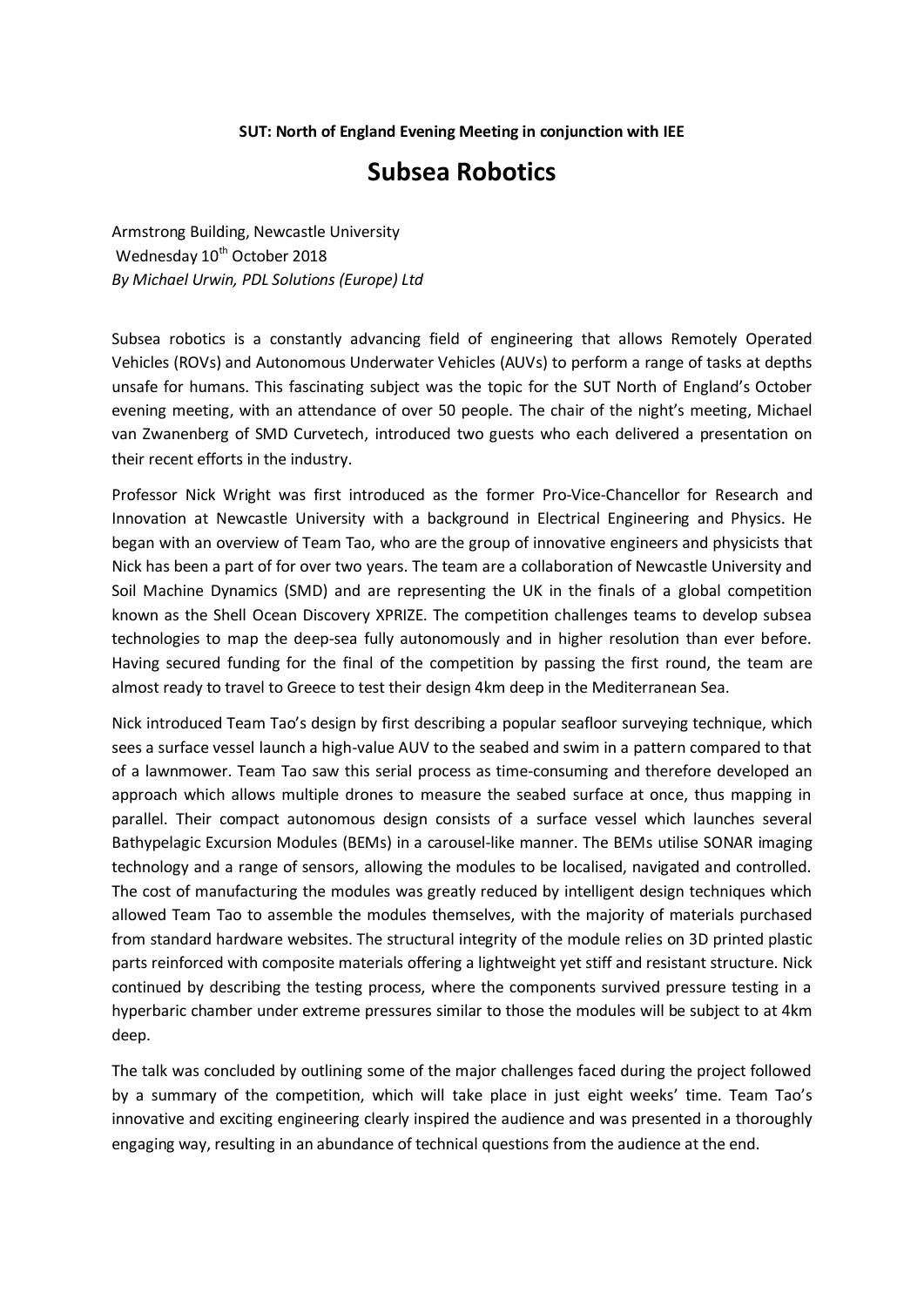**SUT: North of England Evening Meeting in conjunction with IEE**

# Subsea Robotics

Armstrong Building, Newcastle University
Wednesday 10th October 2018
*By Michael Urwin, PDL Solutions (Europe) Ltd*

Subsea robotics is a constantly advancing field of engineering that allows Remotely Operated Vehicles (ROVs) and Autonomous Underwater Vehicles (AUVs) to perform a range of tasks at depths unsafe for humans. This fascinating subject was the topic for the SUT North of England's October evening meeting, with an attendance of over 50 people. The chair of the night's meeting, Michael van Zwanenberg of SMD Curvetech, introduced two guests who each delivered a presentation on their recent efforts in the industry.

Professor Nick Wright was first introduced as the former Pro-Vice-Chancellor for Research and Innovation at Newcastle University with a background in Electrical Engineering and Physics. He began with an overview of Team Tao, who are the group of innovative engineers and physicists that Nick has been a part of for over two years. The team are a collaboration of Newcastle University and Soil Machine Dynamics (SMD) and are representing the UK in the finals of a global competition known as the Shell Ocean Discovery XPRIZE. The competition challenges teams to develop subsea technologies to map the deep-sea fully autonomously and in higher resolution than ever before. Having secured funding for the final of the competition by passing the first round, the team are almost ready to travel to Greece to test their design 4km deep in the Mediterranean Sea.

Nick introduced Team Tao's design by first describing a popular seafloor surveying technique, which sees a surface vessel launch a high-value AUV to the seabed and swim in a pattern compared to that of a lawnmower. Team Tao saw this serial process as time-consuming and therefore developed an approach which allows multiple drones to measure the seabed surface at once, thus mapping in parallel. Their compact autonomous design consists of a surface vessel which launches several Bathypelagic Excursion Modules (BEMs) in a carousel-like manner. The BEMs utilise SONAR imaging technology and a range of sensors, allowing the modules to be localised, navigated and controlled. The cost of manufacturing the modules was greatly reduced by intelligent design techniques which allowed Team Tao to assemble the modules themselves, with the majority of materials purchased from standard hardware websites. The structural integrity of the module relies on 3D printed plastic parts reinforced with composite materials offering a lightweight yet stiff and resistant structure. Nick continued by describing the testing process, where the components survived pressure testing in a hyperbaric chamber under extreme pressures similar to those the modules will be subject to at 4km deep.

The talk was concluded by outlining some of the major challenges faced during the project followed by a summary of the competition, which will take place in just eight weeks' time. Team Tao's innovative and exciting engineering clearly inspired the audience and was presented in a thoroughly engaging way, resulting in an abundance of technical questions from the audience at the end.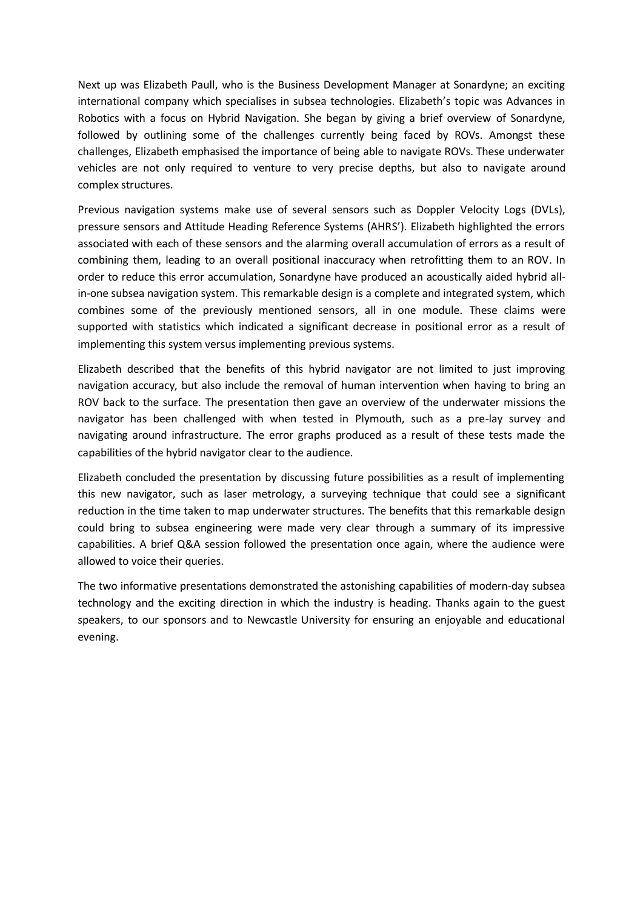Next up was Elizabeth Paull, who is the Business Development Manager at Sonardyne; an exciting international company which specialises in subsea technologies. Elizabeth's topic was Advances in Robotics with a focus on Hybrid Navigation. She began by giving a brief overview of Sonardyne, followed by outlining some of the challenges currently being faced by ROVs. Amongst these challenges, Elizabeth emphasised the importance of being able to navigate ROVs. These underwater vehicles are not only required to venture to very precise depths, but also to navigate around complex structures.

Previous navigation systems make use of several sensors such as Doppler Velocity Logs (DVLs), pressure sensors and Attitude Heading Reference Systems (AHRS'). Elizabeth highlighted the errors associated with each of these sensors and the alarming overall accumulation of errors as a result of combining them, leading to an overall positional inaccuracy when retrofitting them to an ROV. In order to reduce this error accumulation, Sonardyne have produced an acoustically aided hybrid all-in-one subsea navigation system. This remarkable design is a complete and integrated system, which combines some of the previously mentioned sensors, all in one module. These claims were supported with statistics which indicated a significant decrease in positional error as a result of implementing this system versus implementing previous systems.

Elizabeth described that the benefits of this hybrid navigator are not limited to just improving navigation accuracy, but also include the removal of human intervention when having to bring an ROV back to the surface. The presentation then gave an overview of the underwater missions the navigator has been challenged with when tested in Plymouth, such as a pre-lay survey and navigating around infrastructure. The error graphs produced as a result of these tests made the capabilities of the hybrid navigator clear to the audience.

Elizabeth concluded the presentation by discussing future possibilities as a result of implementing this new navigator, such as laser metrology, a surveying technique that could see a significant reduction in the time taken to map underwater structures. The benefits that this remarkable design could bring to subsea engineering were made very clear through a summary of its impressive capabilities. A brief Q&A session followed the presentation once again, where the audience were allowed to voice their queries.

The two informative presentations demonstrated the astonishing capabilities of modern-day subsea technology and the exciting direction in which the industry is heading. Thanks again to the guest speakers, to our sponsors and to Newcastle University for ensuring an enjoyable and educational evening.